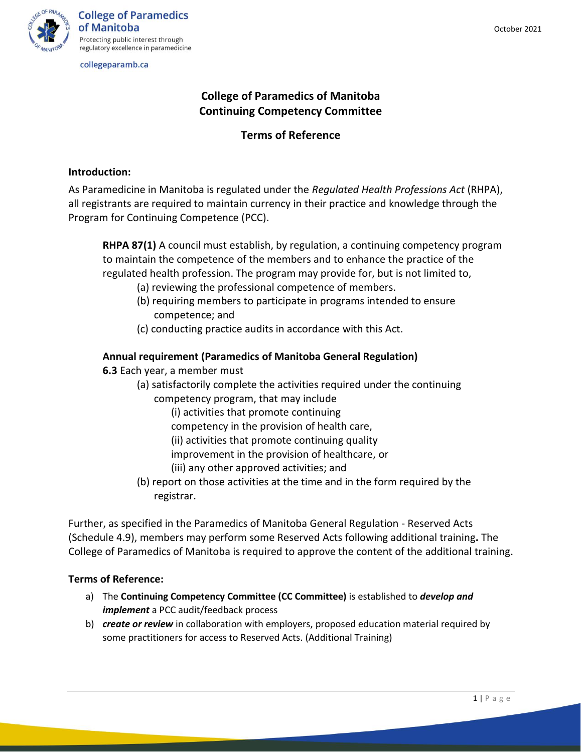College of Paramedics of Manitoba

Protecting public interest through regulatory excellence in paramedicine

collegeparamb.ca

October 2021

# College of Paramedics of Manitoba Continuing Competency Committee

## Terms of Reference

**Introduction:**

As Paramedicine in Manitoba is regulated under the *Regulated Health Professions Act* (RHPA), all registrants are required to maintain currency in their practice and knowledge through the Program for Continuing Competence (PCC).

> **RHPA 87(1)** A council must establish, by regulation, a continuing competency program to maintain the competence of the members and to enhance the practice of the regulated health profession. The program may provide for, but is not limited to,
>
> (a) reviewing the professional competence of members.
>
> (b) requiring members to participate in programs intended to ensure competence; and
>
> (c) conducting practice audits in accordance with this Act.
>
> **Annual requirement (Paramedics of Manitoba General Regulation)**
>
> **6.3** Each year, a member must
>
> (a) satisfactorily complete the activities required under the continuing competency program, that may include
>
> (i) activities that promote continuing competency in the provision of health care,
>
> (ii) activities that promote continuing quality improvement in the provision of healthcare, or
>
> (iii) any other approved activities; and
>
> (b) report on those activities at the time and in the form required by the registrar.

Further, as specified in the Paramedics of Manitoba General Regulation - Reserved Acts (Schedule 4.9), members may perform some Reserved Acts following additional training**.** The College of Paramedics of Manitoba is required to approve the content of the additional training.

**Terms of Reference:**

a) The **Continuing Competency Committee (CC Committee)** is established to ***develop and implement*** a PCC audit/feedback process

b) ***create or review*** in collaboration with employers, proposed education material required by some practitioners for access to Reserved Acts. (Additional Training)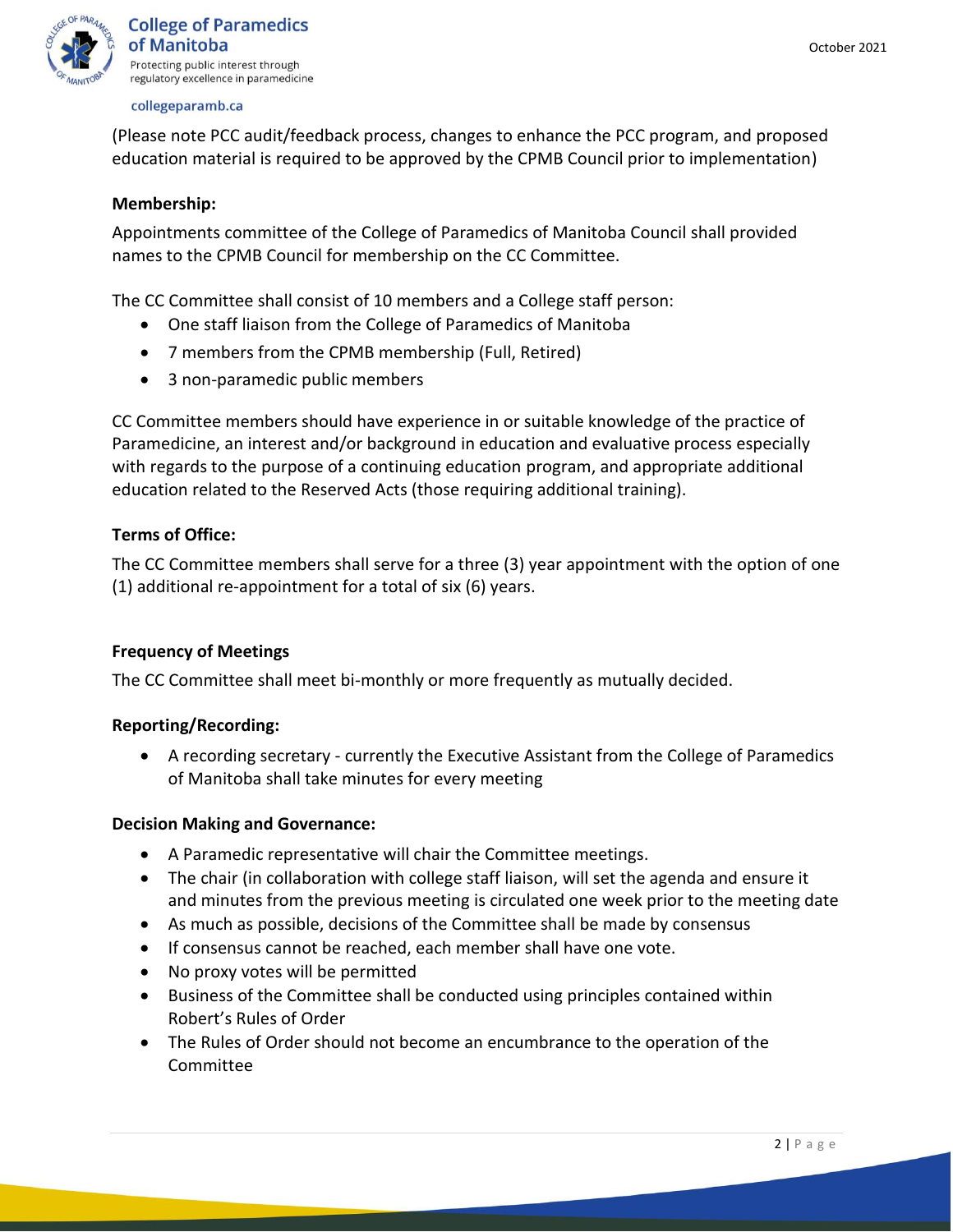(Please note PCC audit/feedback process, changes to enhance the PCC program, and proposed education material is required to be approved by the CPMB Council prior to implementation)

**Membership:**

Appointments committee of the College of Paramedics of Manitoba Council shall provided names to the CPMB Council for membership on the CC Committee.

The CC Committee shall consist of 10 members and a College staff person:

- One staff liaison from the College of Paramedics of Manitoba
- 7 members from the CPMB membership (Full, Retired)
- 3 non-paramedic public members

CC Committee members should have experience in or suitable knowledge of the practice of Paramedicine, an interest and/or background in education and evaluative process especially with regards to the purpose of a continuing education program, and appropriate additional education related to the Reserved Acts (those requiring additional training).

**Terms of Office:**

The CC Committee members shall serve for a three (3) year appointment with the option of one (1) additional re-appointment for a total of six (6) years.

**Frequency of Meetings**

The CC Committee shall meet bi-monthly or more frequently as mutually decided.

**Reporting/Recording:**

- A recording secretary - currently the Executive Assistant from the College of Paramedics of Manitoba shall take minutes for every meeting

**Decision Making and Governance:**

- A Paramedic representative will chair the Committee meetings.
- The chair (in collaboration with college staff liaison, will set the agenda and ensure it and minutes from the previous meeting is circulated one week prior to the meeting date
- As much as possible, decisions of the Committee shall be made by consensus
- If consensus cannot be reached, each member shall have one vote.
- No proxy votes will be permitted
- Business of the Committee shall be conducted using principles contained within Robert's Rules of Order
- The Rules of Order should not become an encumbrance to the operation of the Committee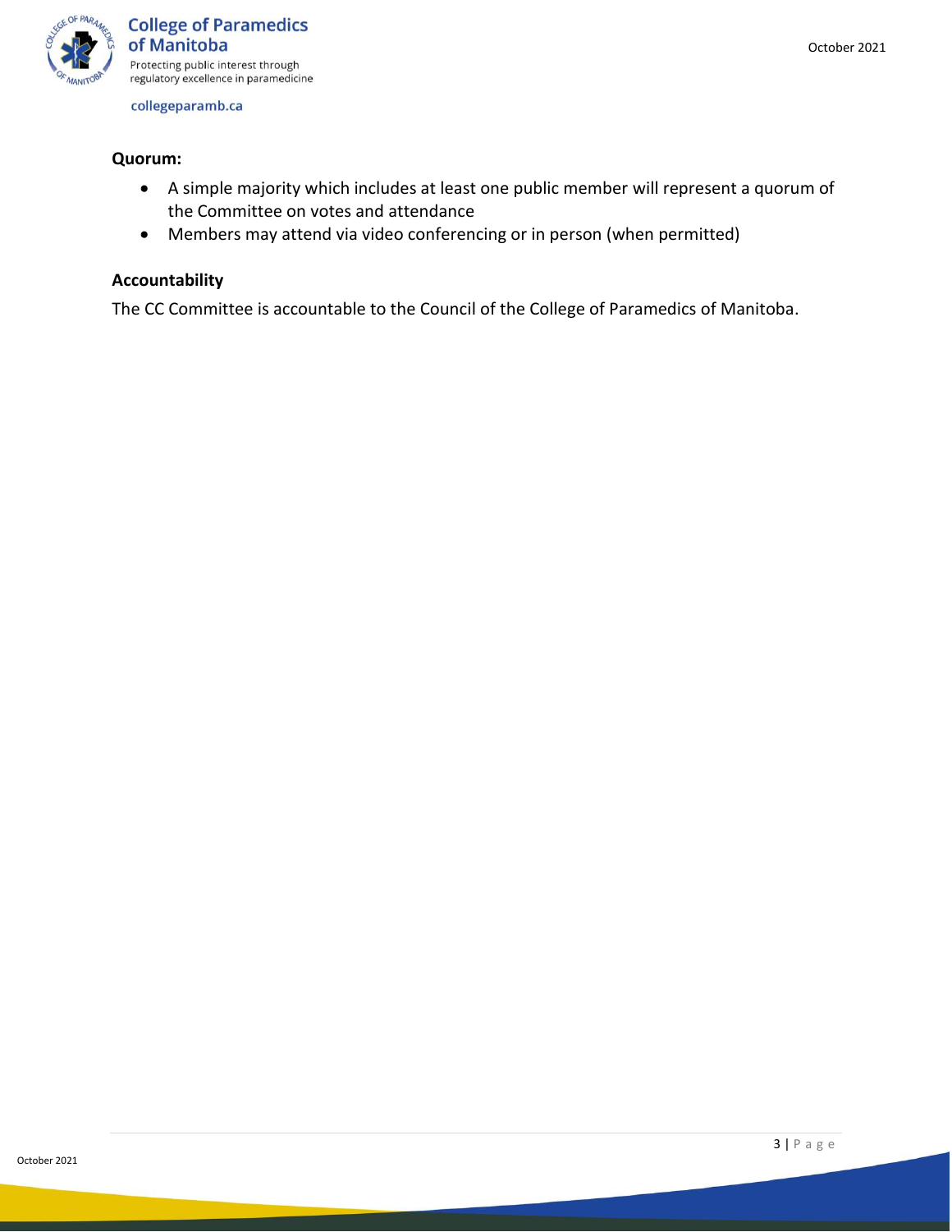### Quorum:

- A simple majority which includes at least one public member will represent a quorum of the Committee on votes and attendance
- Members may attend via video conferencing or in person (when permitted)

### Accountability

The CC Committee is accountable to the Council of the College of Paramedics of Manitoba.